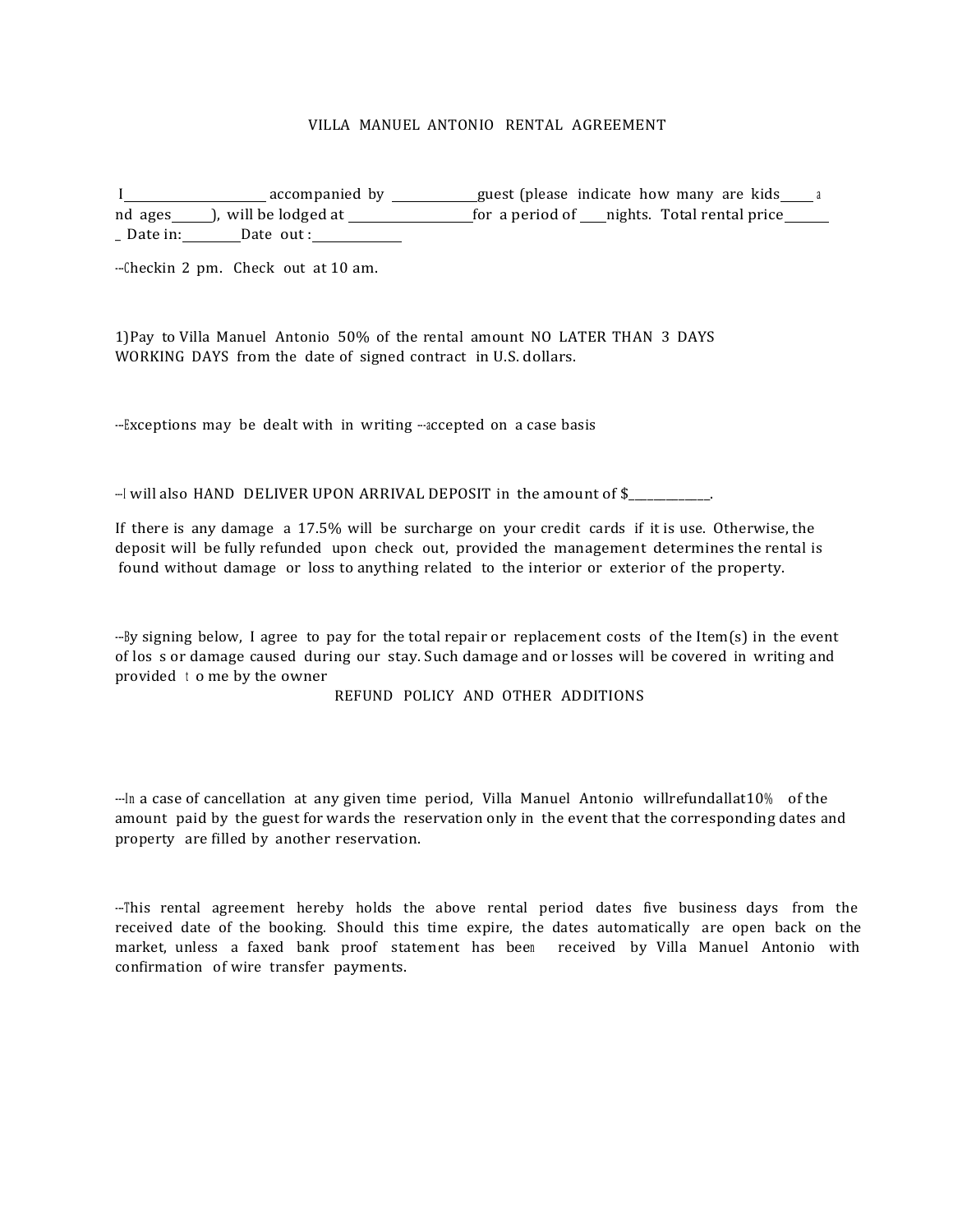# VILLA MANUEL ANTONIO RENTAL AGREEMENT

I____________________ accompanied by ____________guest (please indicate how many are kids_____ and ages______), will be lodged at __________________for a period of ____nights. Total rental price________ Date in:_________Date out :_____________

--Checkin 2 pm. Check out at 10 am.

1)Pay to Villa Manuel Antonio 50% of the rental amount NO LATER THAN 3 DAYS WORKING DAYS from the date of signed contract in U.S. dollars.

--Exceptions may be dealt with in writing --accepted on a case basis

--I will also HAND DELIVER UPON ARRIVAL DEPOSIT in the amount of $_____________.

If there is any damage a 17.5% will be surcharge on your credit cards if it is use. Otherwise, the deposit will be fully refunded upon check out, provided the management determines the rental is found without damage or loss to anything related to the interior or exterior of the property.

--By signing below, I agree to pay for the total repair or replacement costs of the Item(s) in the event of los s or damage caused during our stay. Such damage and or losses will be covered in writing and provided t o me by the owner

## REFUND POLICY AND OTHER ADDITIONS

--In a case of cancellation at any given time period, Villa Manuel Antonio willrefundallat10% of the amount paid by the guest for wards the reservation only in the event that the corresponding dates and property are filled by another reservation.

--This rental agreement hereby holds the above rental period dates five business days from the received date of the booking. Should this time expire, the dates automatically are open back on the market, unless a faxed bank proof statement has been received by Villa Manuel Antonio with confirmation of wire transfer payments.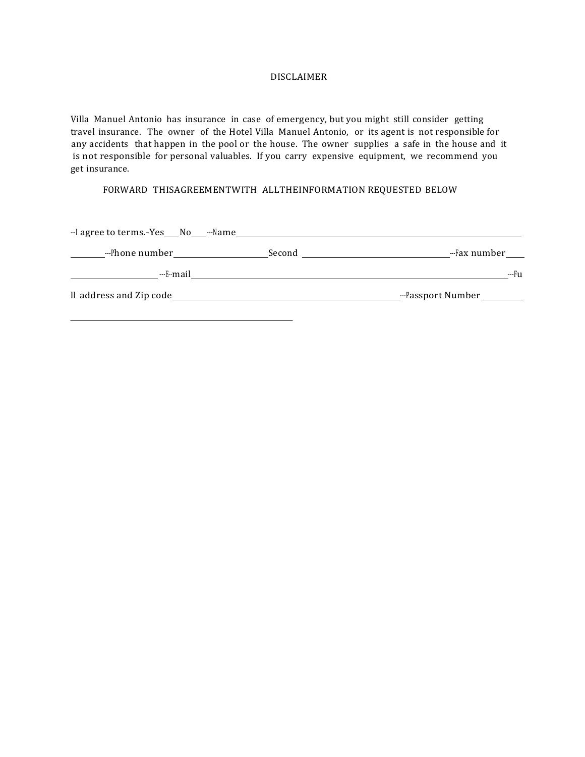# DISCLAIMER

Villa Manuel Antonio has insurance in case of emergency, but you might still consider getting travel insurance. The owner of the Hotel Villa Manuel Antonio, or its agent is not responsible for any accidents that happen in the pool or the house. The owner supplies a safe in the house and it is not responsible for personal valuables. If you carry expensive equipment, we recommend you get insurance.

FORWARD THISAGREEMENTWITH ALLTHEINFORMATION REQUESTED BELOW

--I agree to terms.–Yes\_\_\_ No\_\_\_ ---Name\_\_\_\_\_\_\_\_\_\_\_\_\_\_\_\_\_\_\_\_\_\_\_\_\_\_\_\_\_\_\_\_\_\_\_\_\_\_\_\_

\_\_\_\_\_\_\_\_ ---Phone number\_\_\_\_\_\_\_\_\_\_\_\_\_\_\_\_\_\_\_\_\_\_ Second \_\_\_\_\_\_\_\_\_\_\_\_\_\_\_\_\_\_\_\_\_\_\_\_\_\_\_\_\_\_\_\_\_\_ ---Fax number\_\_\_\_

\_\_\_\_\_\_\_\_\_\_\_\_\_\_\_\_\_\_\_\_ ---E--mail\_\_\_\_\_\_\_\_\_\_\_\_\_\_\_\_\_\_\_\_\_\_\_\_\_\_\_\_\_\_\_\_\_\_\_\_\_\_\_\_\_\_\_\_\_\_\_\_\_\_\_\_\_\_\_\_\_\_\_\_\_\_\_\_\_\_\_\_\_\_\_\_\_\_\_ ---Fu

ll address and Zip code\_\_\_\_\_\_\_\_\_\_\_\_\_\_\_\_\_\_\_\_\_\_\_\_\_\_\_\_\_\_\_\_\_\_\_\_\_\_\_\_\_\_\_\_\_\_\_\_\_\_\_\_ ---Passport Number\_\_\_\_\_\_\_\_\_\_

\_\_\_\_\_\_\_\_\_\_\_\_\_\_\_\_\_\_\_\_\_\_\_\_\_\_\_\_\_\_\_\_\_\_\_\_\_\_\_\_\_\_\_\_\_\_\_\_\_\_\_\_\_\_\_\_